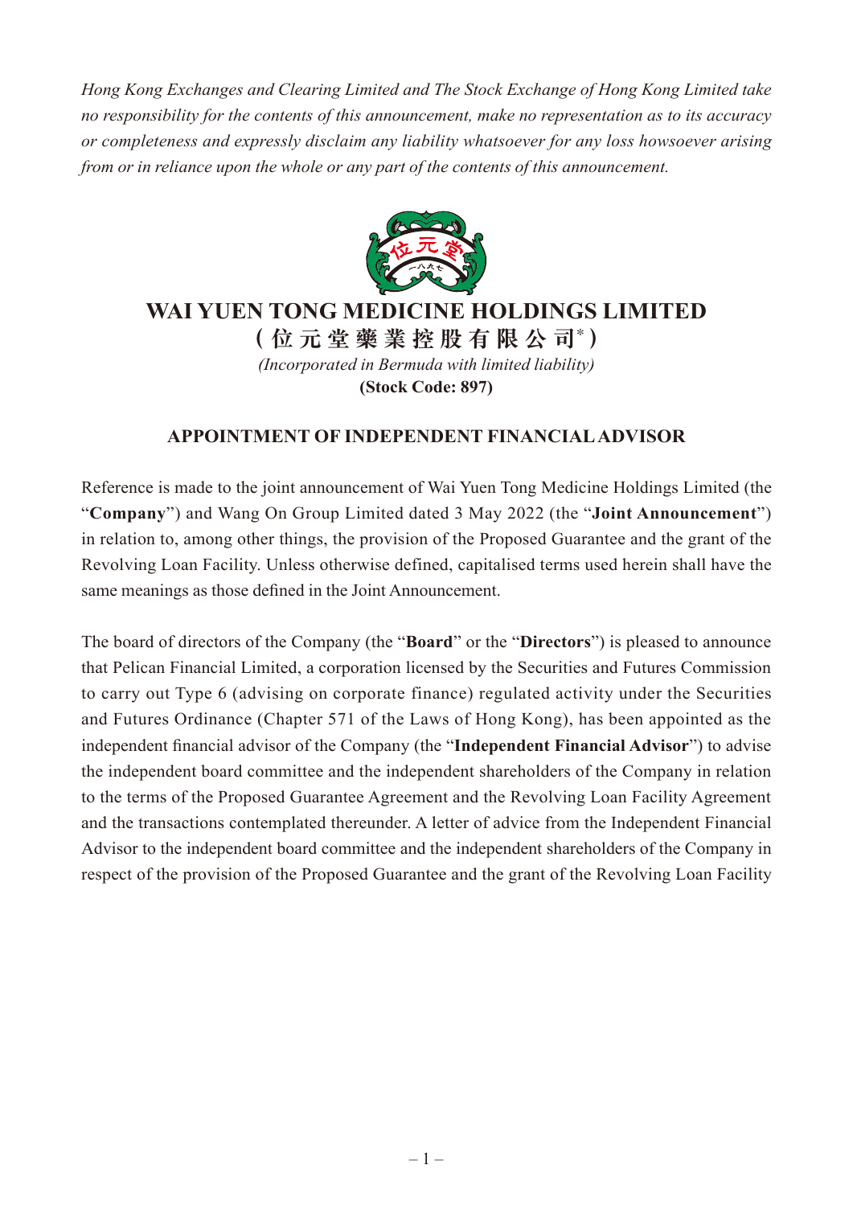*Hong Kong Exchanges and Clearing Limited and The Stock Exchange of Hong Kong Limited take no responsibility for the contents of this announcement, make no representation as to its accuracy or completeness and expressly disclaim any liability whatsoever for any loss howsoever arising from or in reliance upon the whole or any part of the contents of this announcement.*

# WAI YUEN TONG MEDICINE HOLDINGS LIMITED

**(位元堂藥業控股有限公司*)**

*(Incorporated in Bermuda with limited liability)*

**(Stock Code: 897)**

## APPOINTMENT OF INDEPENDENT FINANCIAL ADVISOR

Reference is made to the joint announcement of Wai Yuen Tong Medicine Holdings Limited (the "**Company**") and Wang On Group Limited dated 3 May 2022 (the "**Joint Announcement**") in relation to, among other things, the provision of the Proposed Guarantee and the grant of the Revolving Loan Facility. Unless otherwise defined, capitalised terms used herein shall have the same meanings as those defined in the Joint Announcement.

The board of directors of the Company (the "**Board**" or the "**Directors**") is pleased to announce that Pelican Financial Limited, a corporation licensed by the Securities and Futures Commission to carry out Type 6 (advising on corporate finance) regulated activity under the Securities and Futures Ordinance (Chapter 571 of the Laws of Hong Kong), has been appointed as the independent financial advisor of the Company (the "**Independent Financial Advisor**") to advise the independent board committee and the independent shareholders of the Company in relation to the terms of the Proposed Guarantee Agreement and the Revolving Loan Facility Agreement and the transactions contemplated thereunder. A letter of advice from the Independent Financial Advisor to the independent board committee and the independent shareholders of the Company in respect of the provision of the Proposed Guarantee and the grant of the Revolving Loan Facility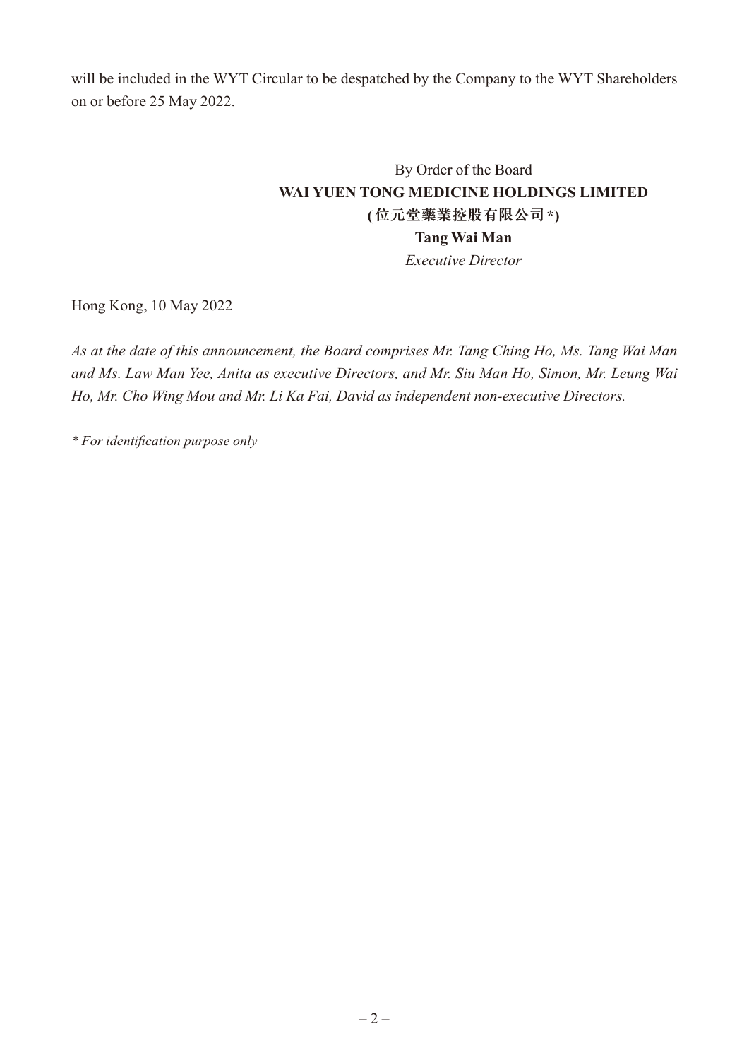will be included in the WYT Circular to be despatched by the Company to the WYT Shareholders on or before 25 May 2022.

By Order of the Board
**WAI YUEN TONG MEDICINE HOLDINGS LIMITED**
**(位元堂藥業控股有限公司*)**
**Tang Wai Man**
*Executive Director*

Hong Kong, 10 May 2022

*As at the date of this announcement, the Board comprises Mr. Tang Ching Ho, Ms. Tang Wai Man and Ms. Law Man Yee, Anita as executive Directors, and Mr. Siu Man Ho, Simon, Mr. Leung Wai Ho, Mr. Cho Wing Mou and Mr. Li Ka Fai, David as independent non-executive Directors.*

** For identification purpose only*